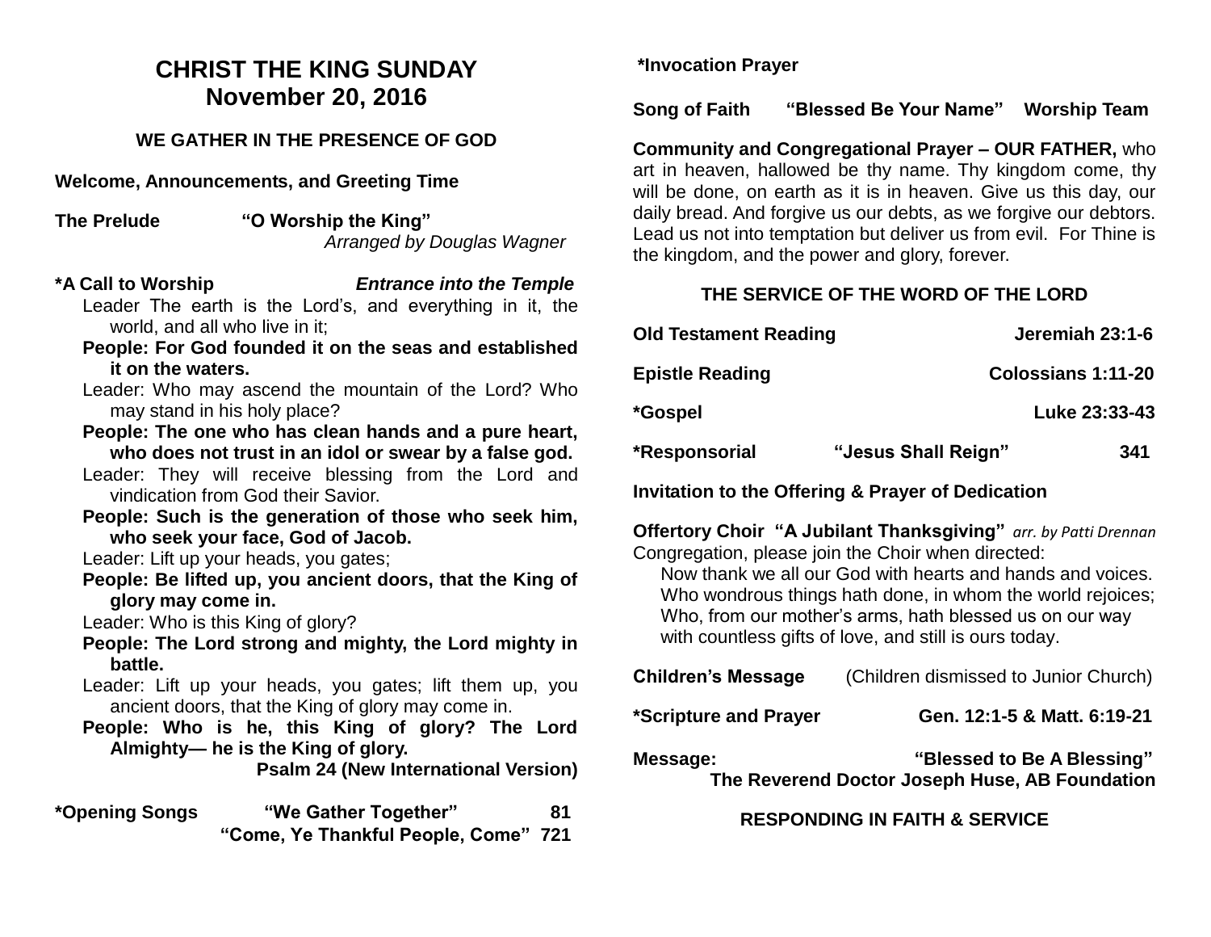# CHRIST THE KING SUNDAY
## November 20, 2016

### WE GATHER IN THE PRESENCE OF GOD

**Welcome, Announcements, and Greeting Time**

**The Prelude** **"O Worship the King"**
*Arranged by Douglas Wagner*

**\*A Call to Worship** ***Entrance into the Temple***

Leader The earth is the Lord's, and everything in it, the world, and all who live in it;

**People: For God founded it on the seas and established it on the waters.**

Leader: Who may ascend the mountain of the Lord? Who may stand in his holy place?

**People: The one who has clean hands and a pure heart, who does not trust in an idol or swear by a false god.**

Leader: They will receive blessing from the Lord and vindication from God their Savior.

**People: Such is the generation of those who seek him, who seek your face, God of Jacob.**

Leader: Lift up your heads, you gates;

**People: Be lifted up, you ancient doors, that the King of glory may come in.**

Leader: Who is this King of glory?

**People: The Lord strong and mighty, the Lord mighty in battle.**

Leader: Lift up your heads, you gates; lift them up, you ancient doors, that the King of glory may come in.

**People: Who is he, this King of glory? The Lord Almighty— he is the King of glory.**

**Psalm 24 (New International Version)**

**\*Opening Songs** **"We Gather Together"** **81**
**"Come, Ye Thankful People, Come"** **721**

**\*Invocation Prayer**

**Song of Faith** **"Blessed Be Your Name"** **Worship Team**

**Community and Congregational Prayer – OUR FATHER,** who art in heaven, hallowed be thy name. Thy kingdom come, thy will be done, on earth as it is in heaven. Give us this day, our daily bread. And forgive us our debts, as we forgive our debtors. Lead us not into temptation but deliver us from evil. For Thine is the kingdom, and the power and glory, forever.

### THE SERVICE OF THE WORD OF THE LORD

**Old Testament Reading** **Jeremiah 23:1-6**

**Epistle Reading** **Colossians 1:11-20**

**\*Gospel** **Luke 23:33-43**

**\*Responsorial** **"Jesus Shall Reign"** **341**

**Invitation to the Offering & Prayer of Dedication**

**Offertory Choir "A Jubilant Thanksgiving"** *arr. by Patti Drennan*
Congregation, please join the Choir when directed:

Now thank we all our God with hearts and hands and voices.
Who wondrous things hath done, in whom the world rejoices;
Who, from our mother's arms, hath blessed us on our way
with countless gifts of love, and still is ours today.

**Children's Message** (Children dismissed to Junior Church)

**\*Scripture and Prayer** **Gen. 12:1-5 & Matt. 6:19-21**

**Message:** **"Blessed to Be A Blessing"**
**The Reverend Doctor Joseph Huse, AB Foundation**

### RESPONDING IN FAITH & SERVICE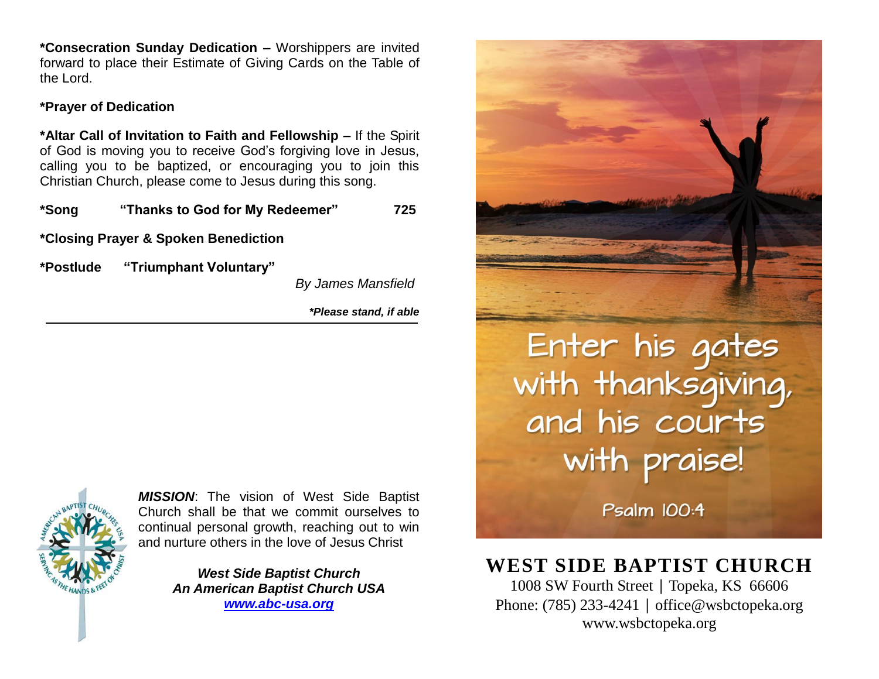**\*Consecration Sunday Dedication –** Worshippers are invited forward to place their Estimate of Giving Cards on the Table of the Lord.

**\*Prayer of Dedication**

**\*Altar Call of Invitation to Faith and Fellowship –** If the Spirit of God is moving you to receive God's forgiving love in Jesus, calling you to be baptized, or encouraging you to join this Christian Church, please come to Jesus during this song.

**\*Song "Thanks to God for My Redeemer" 725**

**\*Closing Prayer & Spoken Benediction**

**\*Postlude "Triumphant Voluntary"**

*By James Mansfield*

***\*Please stand, if able***

---

***MISSION***: The vision of West Side Baptist Church shall be that we commit ourselves to continual personal growth, reaching out to win and nurture others in the love of Jesus Christ

***West Side Baptist Church***
***An American Baptist Church USA***
***www.abc-usa.org***

Enter his gates with thanksgiving, and his courts with praise!

Psalm 100:4

# WEST SIDE BAPTIST CHURCH

1008 SW Fourth Street | Topeka, KS 66606
Phone: (785) 233-4241 | office@wsbctopeka.org
www.wsbctopeka.org